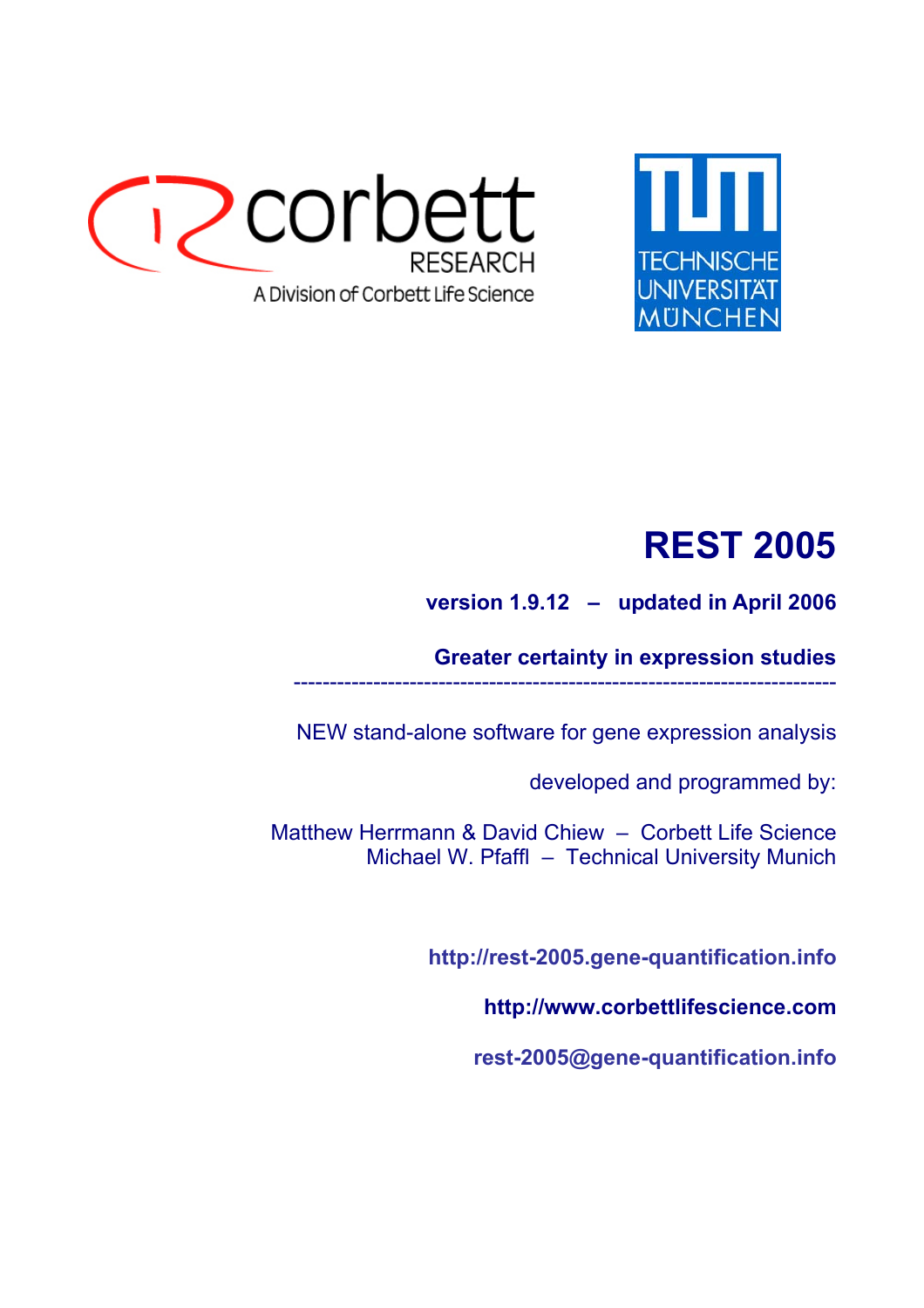corbett RESEARCH

A Division of Corbett Life Science

TECHNISCHE UNIVERSITÄT MÜNCHEN

# REST 2005

**version 1.9.12 – updated in April 2006**

**Greater certainty in expression studies**

---

NEW stand-alone software for gene expression analysis

developed and programmed by:

Matthew Herrmann & David Chiew – Corbett Life Science
Michael W. Pfaffl – Technical University Munich

**http://rest-2005.gene-quantification.info**

**http://www.corbettlifescience.com**

**rest-2005@gene-quantification.info**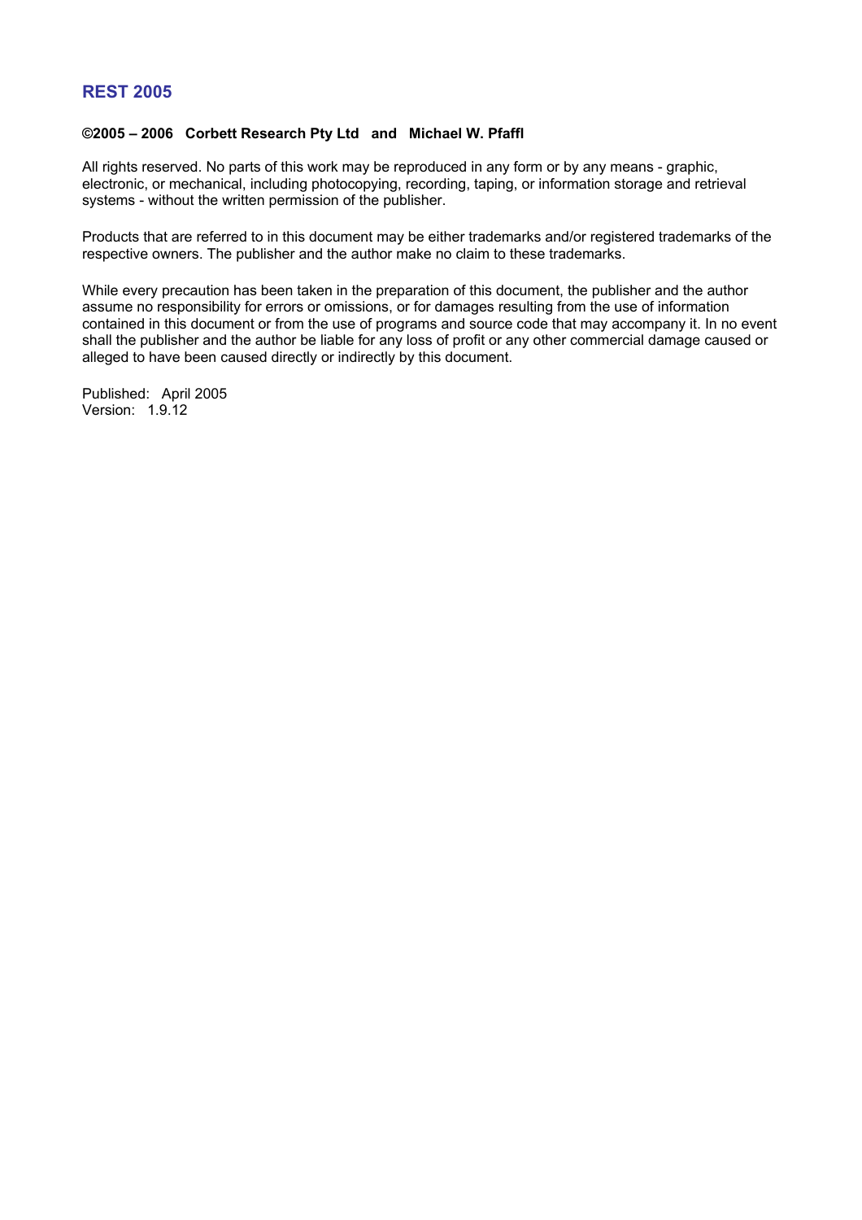## REST 2005

**©2005 – 2006 Corbett Research Pty Ltd and Michael W. Pfaffl**

All rights reserved. No parts of this work may be reproduced in any form or by any means - graphic, electronic, or mechanical, including photocopying, recording, taping, or information storage and retrieval systems - without the written permission of the publisher.

Products that are referred to in this document may be either trademarks and/or registered trademarks of the respective owners. The publisher and the author make no claim to these trademarks.

While every precaution has been taken in the preparation of this document, the publisher and the author assume no responsibility for errors or omissions, or for damages resulting from the use of information contained in this document or from the use of programs and source code that may accompany it. In no event shall the publisher and the author be liable for any loss of profit or any other commercial damage caused or alleged to have been caused directly or indirectly by this document.

Published: April 2005
Version: 1.9.12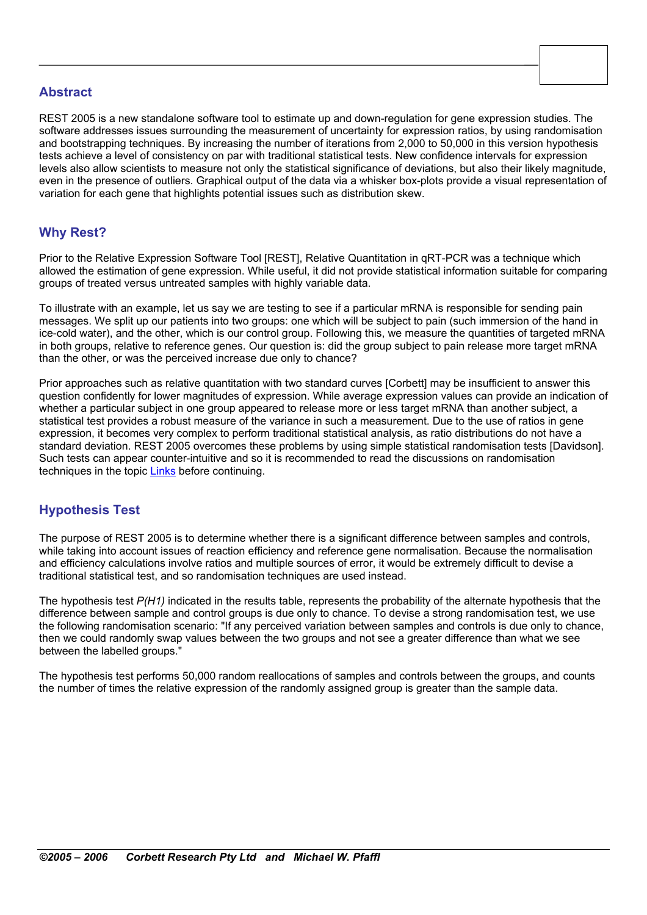## Abstract

REST 2005 is a new standalone software tool to estimate up and down-regulation for gene expression studies. The software addresses issues surrounding the measurement of uncertainty for expression ratios, by using randomisation and bootstrapping techniques. By increasing the number of iterations from 2,000 to 50,000 in this version hypothesis tests achieve a level of consistency on par with traditional statistical tests. New confidence intervals for expression levels also allow scientists to measure not only the statistical significance of deviations, but also their likely magnitude, even in the presence of outliers. Graphical output of the data via a whisker box-plots provide a visual representation of variation for each gene that highlights potential issues such as distribution skew.

## Why Rest?

Prior to the Relative Expression Software Tool [REST], Relative Quantitation in qRT-PCR was a technique which allowed the estimation of gene expression. While useful, it did not provide statistical information suitable for comparing groups of treated versus untreated samples with highly variable data.

To illustrate with an example, let us say we are testing to see if a particular mRNA is responsible for sending pain messages. We split up our patients into two groups: one which will be subject to pain (such immersion of the hand in ice-cold water), and the other, which is our control group. Following this, we measure the quantities of targeted mRNA in both groups, relative to reference genes. Our question is: did the group subject to pain release more target mRNA than the other, or was the perceived increase due only to chance?

Prior approaches such as relative quantitation with two standard curves [Corbett] may be insufficient to answer this question confidently for lower magnitudes of expression. While average expression values can provide an indication of whether a particular subject in one group appeared to release more or less target mRNA than another subject, a statistical test provides a robust measure of the variance in such a measurement. Due to the use of ratios in gene expression, it becomes very complex to perform traditional statistical analysis, as ratio distributions do not have a standard deviation. REST 2005 overcomes these problems by using simple statistical randomisation tests [Davidson]. Such tests can appear counter-intuitive and so it is recommended to read the discussions on randomisation techniques in the topic Links before continuing.

## Hypothesis Test

The purpose of REST 2005 is to determine whether there is a significant difference between samples and controls, while taking into account issues of reaction efficiency and reference gene normalisation. Because the normalisation and efficiency calculations involve ratios and multiple sources of error, it would be extremely difficult to devise a traditional statistical test, and so randomisation techniques are used instead.

The hypothesis test *P(H1)* indicated in the results table, represents the probability of the alternate hypothesis that the difference between sample and control groups is due only to chance. To devise a strong randomisation test, we use the following randomisation scenario: "If any perceived variation between samples and controls is due only to chance, then we could randomly swap values between the two groups and not see a greater difference than what we see between the labelled groups."

The hypothesis test performs 50,000 random reallocations of samples and controls between the groups, and counts the number of times the relative expression of the randomly assigned group is greater than the sample data.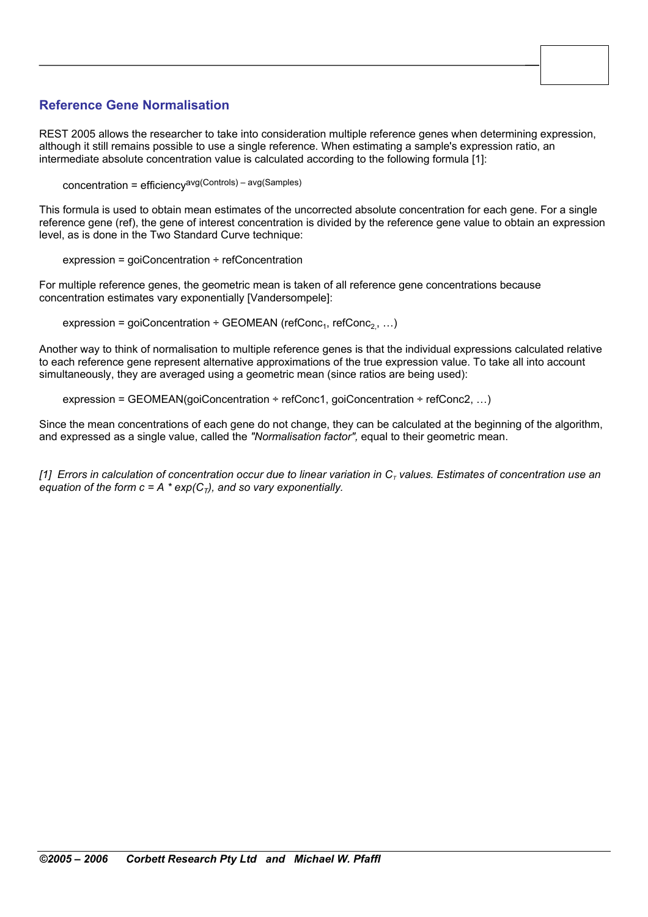## Reference Gene Normalisation

REST 2005 allows the researcher to take into consideration multiple reference genes when determining expression, although it still remains possible to use a single reference. When estimating a sample's expression ratio, an intermediate absolute concentration value is calculated according to the following formula [1]:

$$\text{concentration} = \text{efficiency}^{\text{avg(Controls)} - \text{avg(Samples)}}$$

This formula is used to obtain mean estimates of the uncorrected absolute concentration for each gene. For a single reference gene (ref), the gene of interest concentration is divided by the reference gene value to obtain an expression level, as is done in the Two Standard Curve technique:

$$\text{expression} = \text{goiConcentration} \div \text{refConcentration}$$

For multiple reference genes, the geometric mean is taken of all reference gene concentrations because concentration estimates vary exponentially [Vandersompele]:

$$\text{expression} = \text{goiConcentration} \div \text{GEOMEAN}(\text{refConc}_1, \text{refConc}_2, \ldots)$$

Another way to think of normalisation to multiple reference genes is that the individual expressions calculated relative to each reference gene represent alternative approximations of the true expression value. To take all into account simultaneously, they are averaged using a geometric mean (since ratios are being used):

$$\text{expression} = \text{GEOMEAN}(\text{goiConcentration} \div \text{refConc1}, \text{goiConcentration} \div \text{refConc2}, \ldots)$$

Since the mean concentrations of each gene do not change, they can be calculated at the beginning of the algorithm, and expressed as a single value, called the *"Normalisation factor",* equal to their geometric mean.

*[1] Errors in calculation of concentration occur due to linear variation in $C_T$ values. Estimates of concentration use an equation of the form $c = A * \exp(C_T)$, and so vary exponentially.*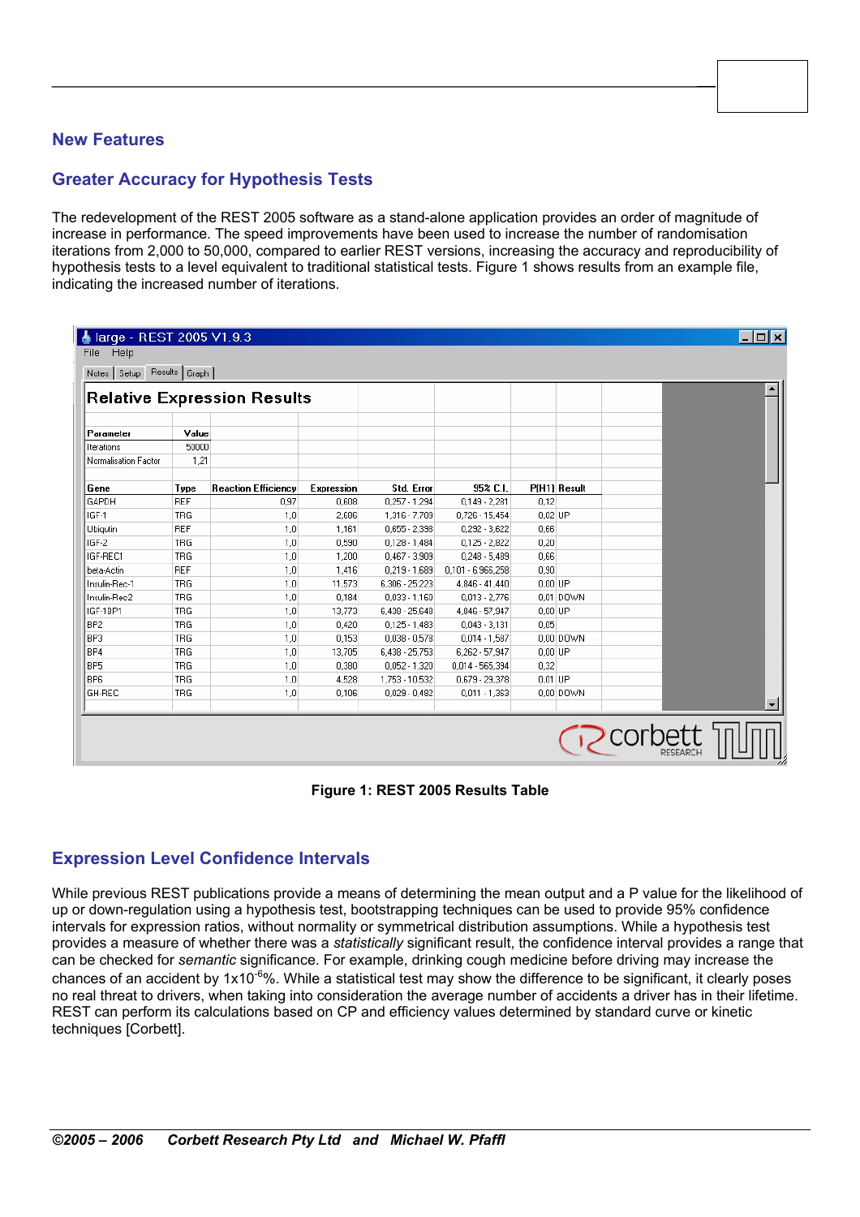## New Features

### Greater Accuracy for Hypothesis Tests

The redevelopment of the REST 2005 software as a stand-alone application provides an order of magnitude of increase in performance. The speed improvements have been used to increase the number of randomisation iterations from 2,000 to 50,000, compared to earlier REST versions, increasing the accuracy and reproducibility of hypothesis tests to a level equivalent to traditional statistical tests. Figure 1 shows results from an example file, indicating the increased number of iterations.

large - REST 2005 V1.9.3

File Help

Notes | Setup | Results | Graph

**Relative Expression Results**

| Parameter | Value |
|---|---|
| Iterations | 50000 |
| Normalisation Factor | 1,21 |

| Gene | Type | Reaction Efficiency | Expression | Std. Error | 95% C.I. | P(H1) | Result |
|---|---|---|---|---|---|---|---|
| GAPDH | REF | 0,97 | 0,608 | 0,257 - 1,294 | 0,149 - 2,281 | 0,12 | |
| IGF-1 | TRG | 1,0 | 2,606 | 1,316 - 7,709 | 0,726 - 15,454 | 0,02 | UP |
| Ubiqutin | REF | 1,0 | 1,161 | 0,655 - 2,398 | 0,292 - 3,622 | 0,66 | |
| IGF-2 | TRG | 1,0 | 0,590 | 0,128 - 1,484 | 0,125 - 2,822 | 0,20 | |
| IGF-REC1 | TRG | 1,0 | 1,200 | 0,467 - 3,909 | 0,248 - 5,489 | 0,66 | |
| beta-Actin | REF | 1,0 | 1,416 | 0,219 - 1,689 | 0,101 - 6.966,258 | 0,90 | |
| Insulin-Rec-1 | TRG | 1,0 | 11,573 | 6,306 - 25,223 | 4,846 - 41,440 | 0,00 | UP |
| Insulin-Rec2 | TRG | 1,0 | 0,184 | 0,033 - 1,160 | 0,013 - 2,776 | 0,01 | DOWN |
| IGF-1BP1 | TRG | 1,0 | 13,773 | 6,438 - 25,648 | 4,046 - 57,947 | 0,00 | UP |
| BP2 | TRG | 1,0 | 0,420 | 0,125 - 1,483 | 0,043 - 3,131 | 0,05 | |
| BP3 | TRG | 1,0 | 0,153 | 0,038 - 0,578 | 0,014 - 1,587 | 0,00 | DOWN |
| BP4 | TRG | 1,0 | 13,705 | 6,438 - 25,753 | 6,262 - 57,947 | 0,00 | UP |
| BP5 | TRG | 1,0 | 0,380 | 0,052 - 1,320 | 0,014 - 565,394 | 0,32 | |
| BP6 | TRG | 1,0 | 4,528 | 1,753 - 10,532 | 0,679 - 29,378 | 0,01 | UP |
| GH-REC | TRG | 1,0 | 0,106 | 0,029 - 0,482 | 0,011 - 1,363 | 0,00 | DOWN |

corbett RESEARCH

**Figure 1: REST 2005 Results Table**

### Expression Level Confidence Intervals

While previous REST publications provide a means of determining the mean output and a P value for the likelihood of up or down-regulation using a hypothesis test, bootstrapping techniques can be used to provide 95% confidence intervals for expression ratios, without normality or symmetrical distribution assumptions. While a hypothesis test provides a measure of whether there was a *statistically* significant result, the confidence interval provides a range that can be checked for *semantic* significance. For example, drinking cough medicine before driving may increase the chances of an accident by $1x10^{-6}$%. While a statistical test may show the difference to be significant, it clearly poses no real threat to drivers, when taking into consideration the average number of accidents a driver has in their lifetime. REST can perform its calculations based on CP and efficiency values determined by standard curve or kinetic techniques [Corbett].

***©2005 – 2006 Corbett Research Pty Ltd and Michael W. Pfaffl***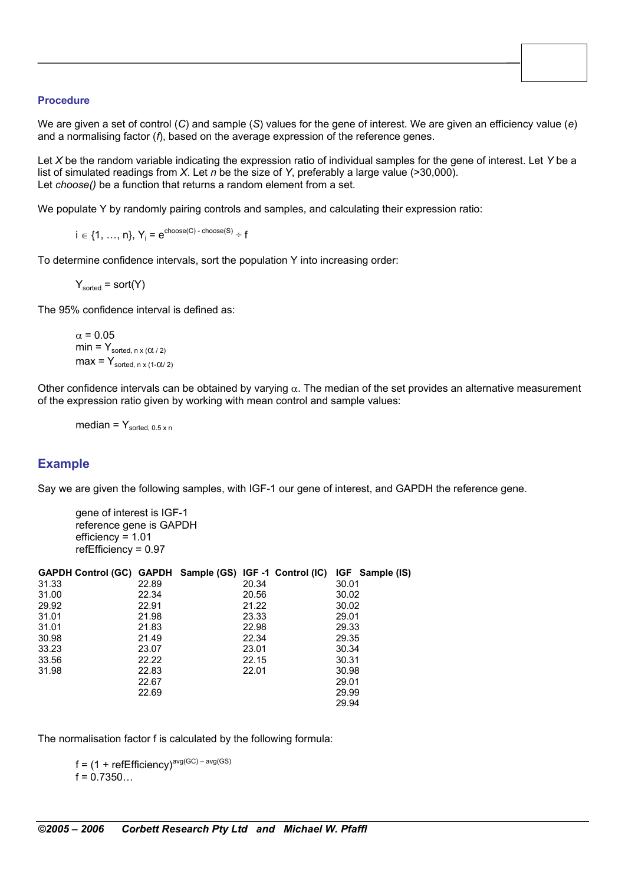## Procedure

We are given a set of control (*C*) and sample (*S*) values for the gene of interest. We are given an efficiency value (*e*) and a normalising factor (*f*), based on the average expression of the reference genes.

Let *X* be the random variable indicating the expression ratio of individual samples for the gene of interest. Let *Y* be a list of simulated readings from *X*. Let *n* be the size of *Y*, preferably a large value (>30,000). Let *choose()* be a function that returns a random element from a set.

We populate Y by randomly pairing controls and samples, and calculating their expression ratio:

$$i \in \{1, \ldots, n\},\ Y_i = e^{\text{choose}(C) - \text{choose}(S)} \div f$$

To determine confidence intervals, sort the population Y into increasing order:

$$Y_{sorted} = \text{sort}(Y)$$

The 95% confidence interval is defined as:

$$\alpha = 0.05$$
$$\min = Y_{sorted,\ n \times (\alpha / 2)}$$
$$\max = Y_{sorted,\ n \times (1 - \alpha / 2)}$$

Other confidence intervals can be obtained by varying $\alpha$. The median of the set provides an alternative measurement of the expression ratio given by working with mean control and sample values:

$$\text{median} = Y_{sorted,\ 0.5 \times n}$$

## Example

Say we are given the following samples, with IGF-1 our gene of interest, and GAPDH the reference gene.

gene of interest is IGF-1
reference gene is GAPDH
efficiency = 1.01
refEfficiency = 0.97

| GAPDH Control (GC) | GAPDH Sample (GS) | IGF -1 Control (IC) | IGF Sample (IS) |
|---|---|---|---|
| 31.33 | 22.89 | 20.34 | 30.01 |
| 31.00 | 22.34 | 20.56 | 30.02 |
| 29.92 | 22.91 | 21.22 | 30.02 |
| 31.01 | 21.98 | 23.33 | 29.01 |
| 31.01 | 21.83 | 22.98 | 29.33 |
| 30.98 | 21.49 | 22.34 | 29.35 |
| 33.23 | 23.07 | 23.01 | 30.34 |
| 33.56 | 22.22 | 22.15 | 30.31 |
| 31.98 | 22.83 | 22.01 | 30.98 |
| | 22.67 | | 29.01 |
| | 22.69 | | 29.99 |
| | | | 29.94 |

The normalisation factor f is calculated by the following formula:

$$f = (1 + \text{refEfficiency})^{\text{avg(GC)} - \text{avg(GS)}}$$
$$f = 0.7350\ldots$$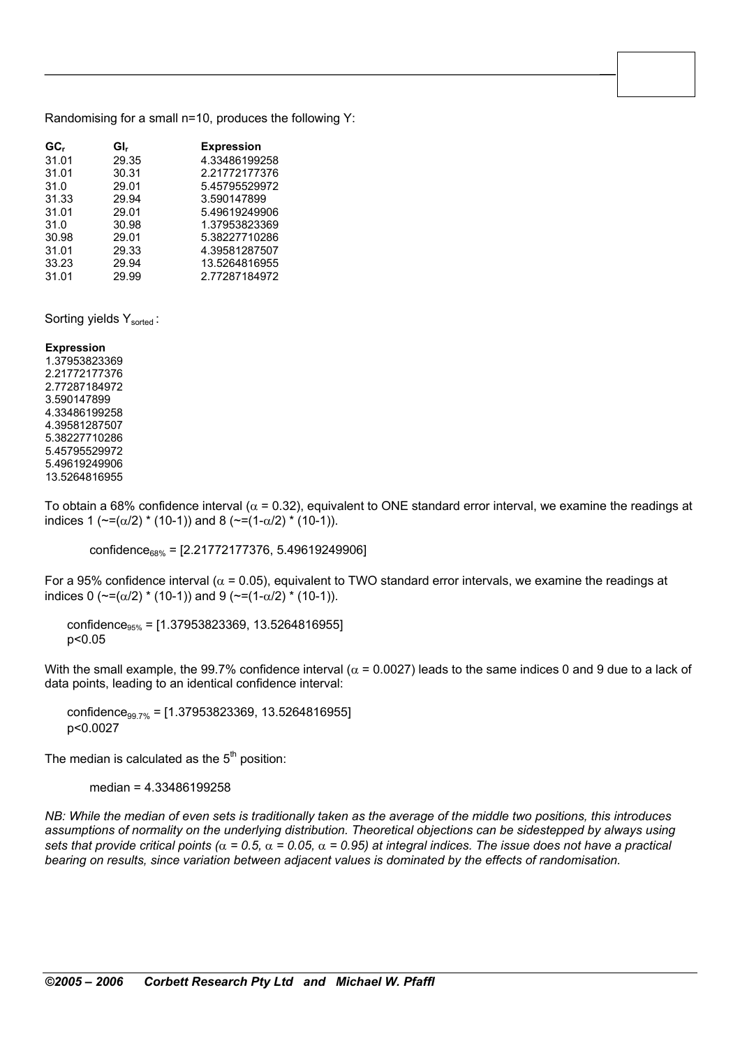Randomising for a small n=10, produces the following Y:

| $GC_r$ | $GI_r$ | Expression |
|---|---|---|
| 31.01 | 29.35 | 4.33486199258 |
| 31.01 | 30.31 | 2.21772177376 |
| 31.0 | 29.01 | 5.45795529972 |
| 31.33 | 29.94 | 3.590147899 |
| 31.01 | 29.01 | 5.49619249906 |
| 31.0 | 30.98 | 1.37953823369 |
| 30.98 | 29.01 | 5.38227710286 |
| 31.01 | 29.33 | 4.39581287507 |
| 33.23 | 29.94 | 13.5264816955 |
| 31.01 | 29.99 | 2.77287184972 |

Sorting yields $Y_{sorted}$:

| Expression |
|---|
| 1.37953823369 |
| 2.21772177376 |
| 2.77287184972 |
| 3.590147899 |
| 4.33486199258 |
| 4.39581287507 |
| 5.38227710286 |
| 5.45795529972 |
| 5.49619249906 |
| 13.5264816955 |

To obtain a 68% confidence interval ($\alpha = 0.32$), equivalent to ONE standard error interval, we examine the readings at indices 1 ($\sim=(\alpha/2) * (10-1)$) and 8 ($\sim=(1-\alpha/2) * (10-1)$).

$confidence_{68\%}$ = [2.21772177376, 5.49619249906]

For a 95% confidence interval ($\alpha = 0.05$), equivalent to TWO standard error intervals, we examine the readings at indices 0 ($\sim=(\alpha/2) * (10-1)$) and 9 ($\sim=(1-\alpha/2) * (10-1)$).

$confidence_{95\%}$ = [1.37953823369, 13.5264816955]
$p<0.05$

With the small example, the 99.7% confidence interval ($\alpha = 0.0027$) leads to the same indices 0 and 9 due to a lack of data points, leading to an identical confidence interval:

$confidence_{99.7\%}$ = [1.37953823369, 13.5264816955]
$p<0.0027$

The median is calculated as the 5th position:

median = 4.33486199258

*NB: While the median of even sets is traditionally taken as the average of the middle two positions, this introduces assumptions of normality on the underlying distribution. Theoretical objections can be sidestepped by always using sets that provide critical points ($\alpha = 0.5$, $\alpha = 0.05$, $\alpha = 0.95$) at integral indices. The issue does not have a practical bearing on results, since variation between adjacent values is dominated by the effects of randomisation.*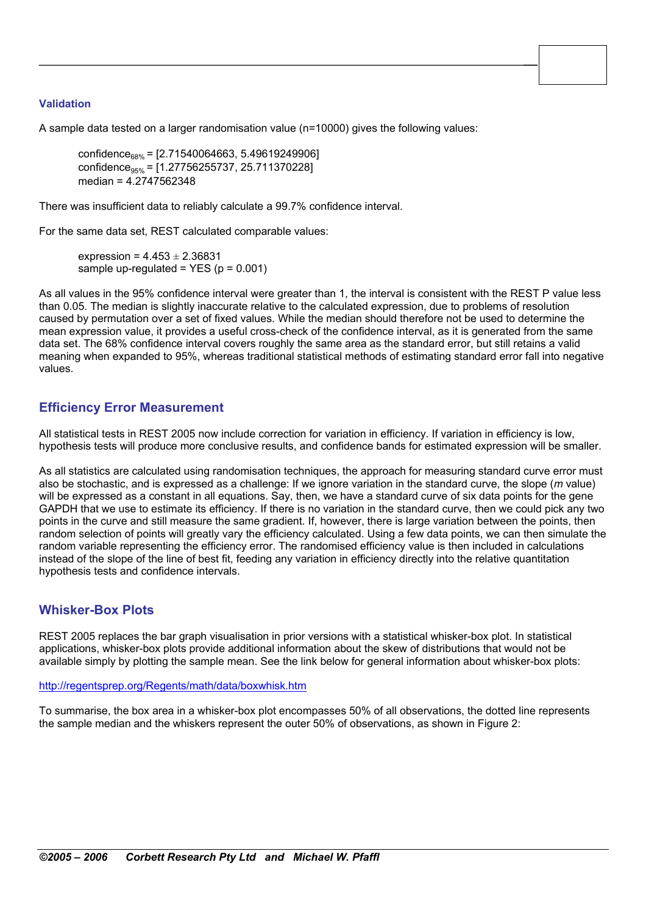### Validation

A sample data tested on a larger randomisation value (n=10000) gives the following values:

> $\text{confidence}_{68\%}$ = [2.71540064663, 5.49619249906]
> $\text{confidence}_{95\%}$ = [1.27756255737, 25.711370228]
> median = 4.2747562348

There was insufficient data to reliably calculate a 99.7% confidence interval.

For the same data set, REST calculated comparable values:

> expression = 4.453 $\pm$ 2.36831
> sample up-regulated = YES (p = 0.001)

As all values in the 95% confidence interval were greater than 1, the interval is consistent with the REST P value less than 0.05. The median is slightly inaccurate relative to the calculated expression, due to problems of resolution caused by permutation over a set of fixed values. While the median should therefore not be used to determine the mean expression value, it provides a useful cross-check of the confidence interval, as it is generated from the same data set. The 68% confidence interval covers roughly the same area as the standard error, but still retains a valid meaning when expanded to 95%, whereas traditional statistical methods of estimating standard error fall into negative values.

## Efficiency Error Measurement

All statistical tests in REST 2005 now include correction for variation in efficiency. If variation in efficiency is low, hypothesis tests will produce more conclusive results, and confidence bands for estimated expression will be smaller.

As all statistics are calculated using randomisation techniques, the approach for measuring standard curve error must also be stochastic, and is expressed as a challenge: If we ignore variation in the standard curve, the slope ($m$ value) will be expressed as a constant in all equations. Say, then, we have a standard curve of six data points for the gene GAPDH that we use to estimate its efficiency. If there is no variation in the standard curve, then we could pick any two points in the curve and still measure the same gradient. If, however, there is large variation between the points, then random selection of points will greatly vary the efficiency calculated. Using a few data points, we can then simulate the random variable representing the efficiency error. The randomised efficiency value is then included in calculations instead of the slope of the line of best fit, feeding any variation in efficiency directly into the relative quantitation hypothesis tests and confidence intervals.

## Whisker-Box Plots

REST 2005 replaces the bar graph visualisation in prior versions with a statistical whisker-box plot. In statistical applications, whisker-box plots provide additional information about the skew of distributions that would not be available simply by plotting the sample mean. See the link below for general information about whisker-box plots:

http://regentsprep.org/Regents/math/data/boxwhisk.htm

To summarise, the box area in a whisker-box plot encompasses 50% of all observations, the dotted line represents the sample median and the whiskers represent the outer 50% of observations, as shown in Figure 2: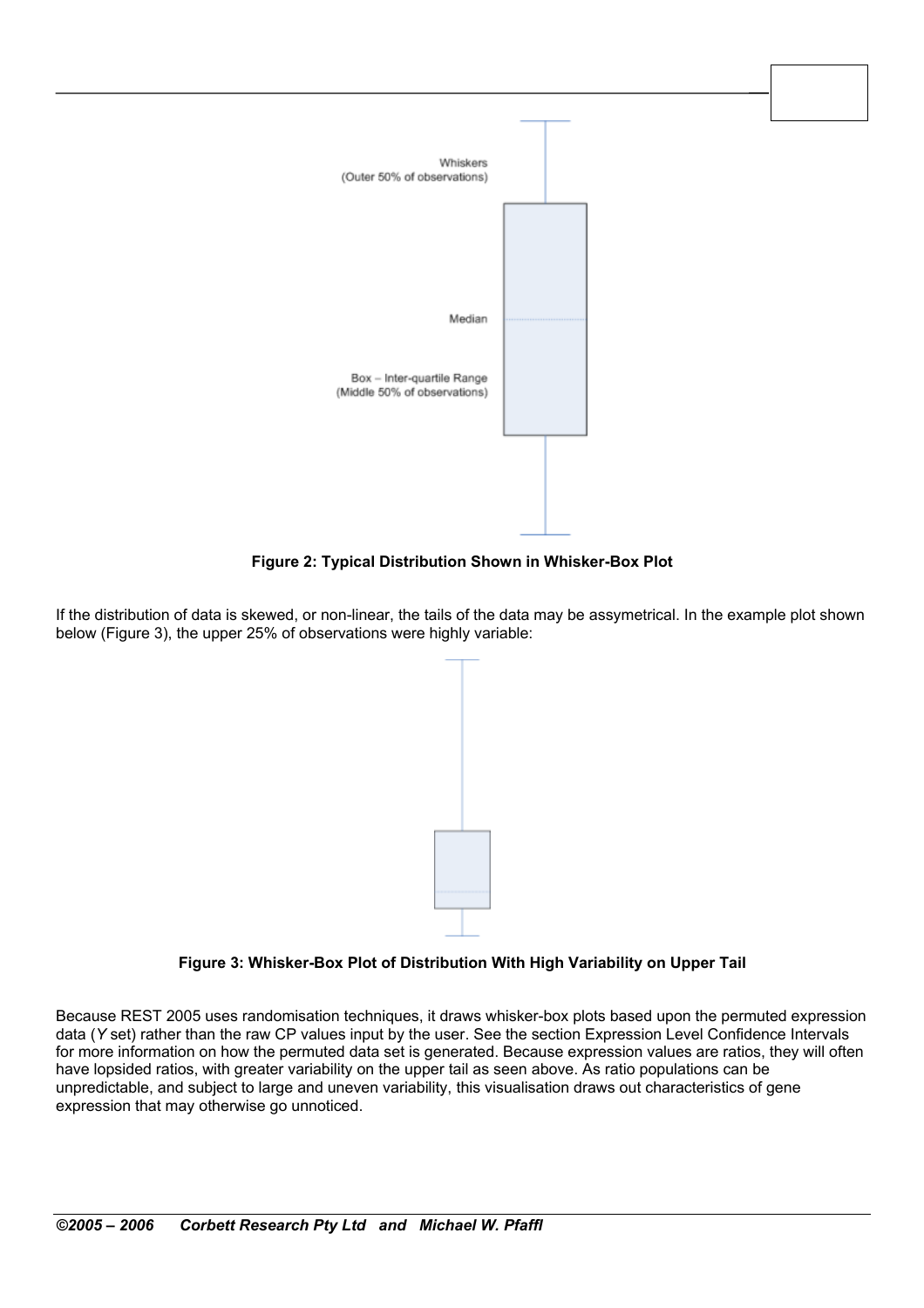Whiskers
(Outer 50% of observations)

Median

Box – Inter-quartile Range
(Middle 50% of observations)

**Figure 2: Typical Distribution Shown in Whisker-Box Plot**

If the distribution of data is skewed, or non-linear, the tails of the data may be assymetrical. In the example plot shown below (Figure 3), the upper 25% of observations were highly variable:

**Figure 3: Whisker-Box Plot of Distribution With High Variability on Upper Tail**

Because REST 2005 uses randomisation techniques, it draws whisker-box plots based upon the permuted expression data (*Y* set) rather than the raw CP values input by the user. See the section Expression Level Confidence Intervals for more information on how the permuted data set is generated. Because expression values are ratios, they will often have lopsided ratios, with greater variability on the upper tail as seen above. As ratio populations can be unpredictable, and subject to large and uneven variability, this visualisation draws out characteristics of gene expression that may otherwise go unnoticed.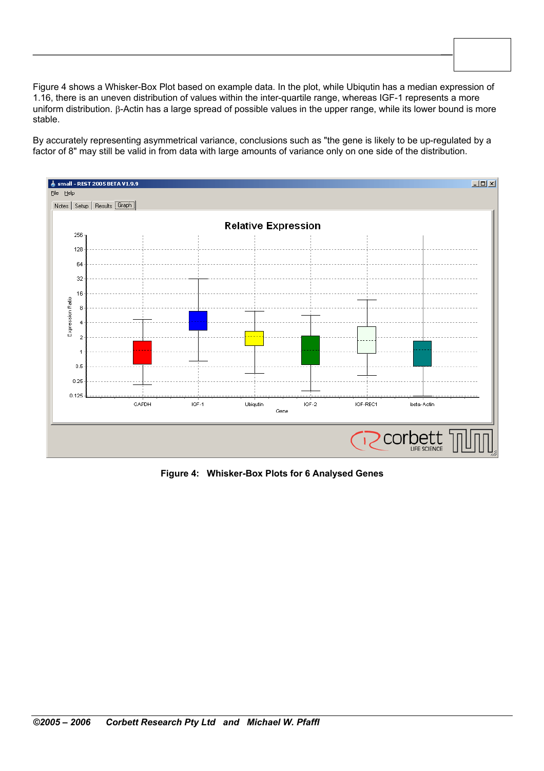Figure 4 shows a Whisker-Box Plot based on example data. In the plot, while Ubiqutin has a median expression of 1.16, there is an uneven distribution of values within the inter-quartile range, whereas IGF-1 represents a more uniform distribution. β-Actin has a large spread of possible values in the upper range, while its lower bound is more stable.

By accurately representing asymmetrical variance, conclusions such as "the gene is likely to be up-regulated by a factor of 8" may still be valid in from data with large amounts of variance only on one side of the distribution.

**Figure 4: Whisker-Box Plots for 6 Analysed Genes**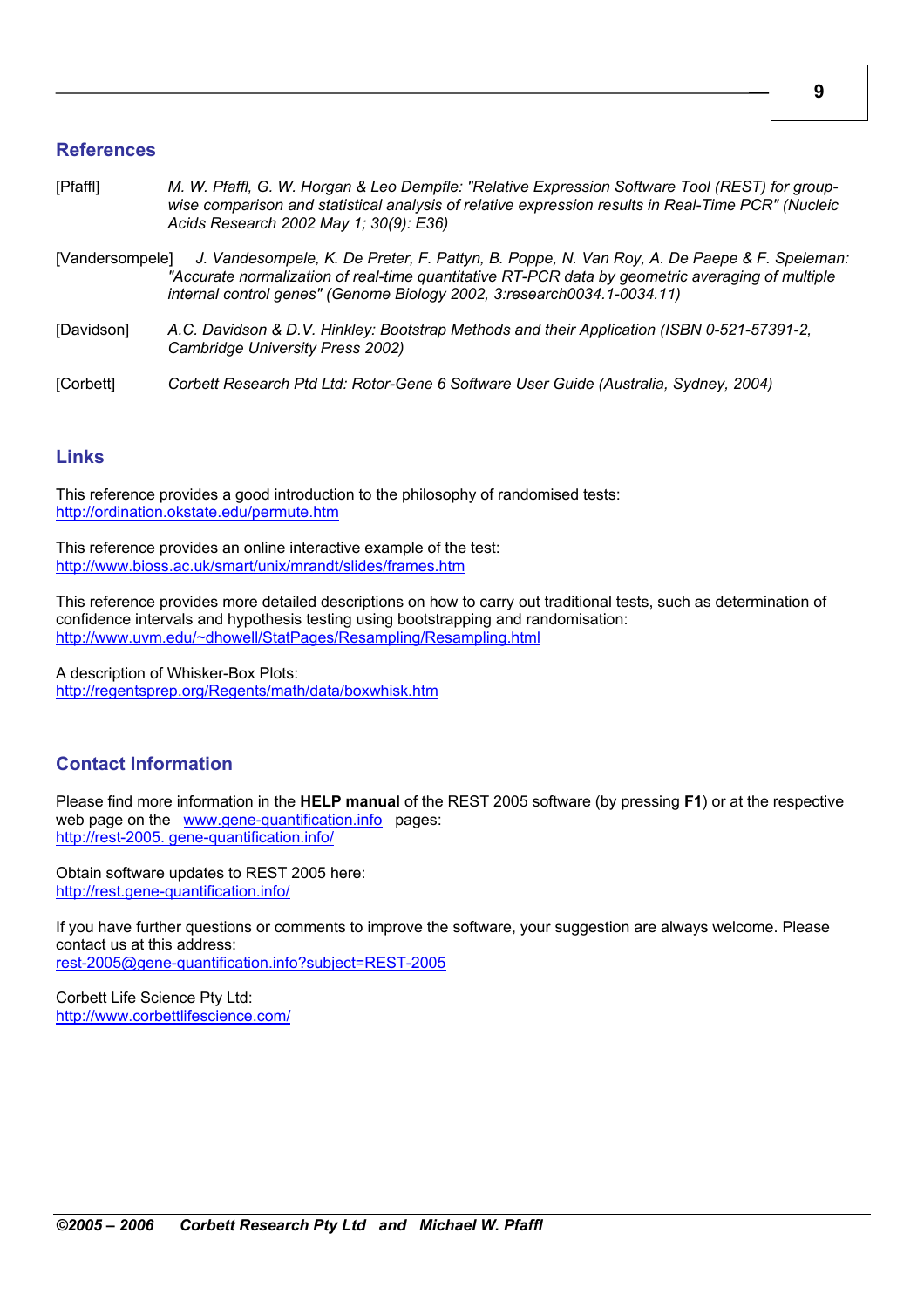## References

[Pfaffl] *M. W. Pfaffl, G. W. Horgan & Leo Dempfle: "Relative Expression Software Tool (REST) for group-wise comparison and statistical analysis of relative expression results in Real-Time PCR" (Nucleic Acids Research 2002 May 1; 30(9): E36)*

[Vandersompele] *J. Vandesompele, K. De Preter, F. Pattyn, B. Poppe, N. Van Roy, A. De Paepe & F. Speleman: "Accurate normalization of real-time quantitative RT-PCR data by geometric averaging of multiple internal control genes" (Genome Biology 2002, 3:research0034.1-0034.11)*

[Davidson] *A.C. Davidson & D.V. Hinkley: Bootstrap Methods and their Application (ISBN 0-521-57391-2, Cambridge University Press 2002)*

[Corbett] *Corbett Research Ptd Ltd: Rotor-Gene 6 Software User Guide (Australia, Sydney, 2004)*

## Links

This reference provides a good introduction to the philosophy of randomised tests:
http://ordination.okstate.edu/permute.htm

This reference provides an online interactive example of the test:
http://www.bioss.ac.uk/smart/unix/mrandt/slides/frames.htm

This reference provides more detailed descriptions on how to carry out traditional tests, such as determination of confidence intervals and hypothesis testing using bootstrapping and randomisation:
http://www.uvm.edu/~dhowell/StatPages/Resampling/Resampling.html

A description of Whisker-Box Plots:
http://regentsprep.org/Regents/math/data/boxwhisk.htm

## Contact Information

Please find more information in the **HELP manual** of the REST 2005 software (by pressing **F1**) or at the respective web page on the www.gene-quantification.info pages:
http://rest-2005. gene-quantification.info/

Obtain software updates to REST 2005 here:
http://rest.gene-quantification.info/

If you have further questions or comments to improve the software, your suggestion are always welcome. Please contact us at this address:
rest-2005@gene-quantification.info?subject=REST-2005

Corbett Life Science Pty Ltd:
http://www.corbettlifescience.com/